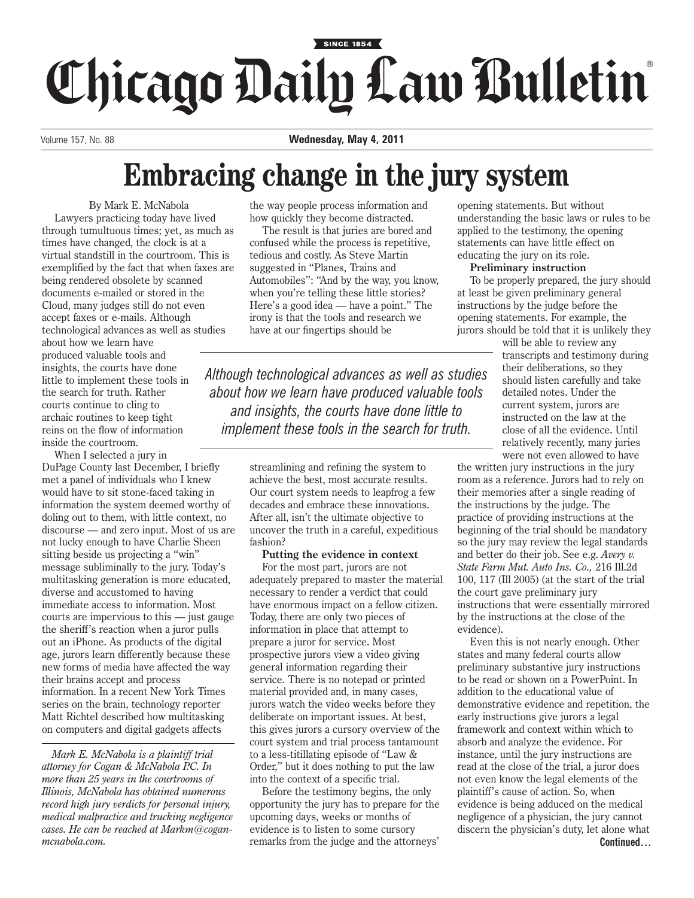# Chicago Daily Law Bulletin

SINCE 1854

Volume 157, No. 88 **Wednesday, May 4, 2011**

# Embracing change in the jury system

By Mark E. McNabola

Lawyers practicing today have lived through tumultuous times; yet, as much as times have changed, the clock is at a virtual standstill in the courtroom. This is exemplified by the fact that when faxes are being rendered obsolete by scanned documents e-mailed or stored in the Cloud, many judges still do not even accept faxes or e-mails. Although technological advances as well as studies about how we learn have produced valuable tools and insights, the courts have done little to implement these tools in the search for truth. Rather courts continue to cling to archaic routines to keep tight reins on the flow of information inside the courtroom.

When I selected a jury in DuPage County last December, I briefly met a panel of individuals who I knew would have to sit stone-faced taking in information the system deemed worthy of doling out to them, with little context, no discourse — and zero input. Most of us are not lucky enough to have Charlie Sheen sitting beside us projecting a "win" message subliminally to the jury. Today's multitasking generation is more educated, diverse and accustomed to having immediate access to information. Most courts are impervious to this — just gauge the sheriff's reaction when a juror pulls out an iPhone. As products of the digital age, jurors learn differently because these new forms of media have affected the way their brains accept and process information. In a recent New York Times series on the brain, technology reporter Matt Richtel described how multitasking on computers and digital gadgets affects the way people process information and how quickly they become distracted.

The result is that juries are bored and confused while the process is repetitive, tedious and costly. As Steve Martin suggested in "Planes, Trains and Automobiles": "And by the way, you know, when you're telling these little stories? Here's a good idea — have a point." The irony is that the tools and research we have at our fingertips should be streamlining and refining the system to achieve the best, most accurate results. Our court system needs to leapfrog a few decades and embrace these innovations. After all, isn't the ultimate objective to uncover the truth in a careful, expeditious fashion?

*Although technological advances as well as studies about how we learn have produced valuable tools and insights, the courts have done little to implement these tools in the search for truth.*

**Putting the evidence in context**

For the most part, jurors are not adequately prepared to master the material necessary to render a verdict that could have enormous impact on a fellow citizen. Today, there are only two pieces of information in place that attempt to prepare a juror for service. Most prospective jurors view a video giving general information regarding their service. There is no notepad or printed material provided and, in many cases, jurors watch the video weeks before they deliberate on important issues. At best, this gives jurors a cursory overview of the court system and trial process tantamount to a less-titillating episode of "Law & Order," but it does nothing to put the law into the context of a specific trial.

Before the testimony begins, the only opportunity the jury has to prepare for the upcoming days, weeks or months of evidence is to listen to some cursory remarks from the judge and the attorneys' opening statements. But without understanding the basic laws or rules to be applied to the testimony, the opening statements can have little effect on educating the jury on its role.

**Preliminary instruction**

To be properly prepared, the jury should at least be given preliminary general instructions by the judge before the opening statements. For example, the jurors should be told that it is unlikely they will be able to review any transcripts and testimony during their deliberations, so they should listen carefully and take detailed notes. Under the current system, jurors are instructed on the law at the close of all the evidence. Until relatively recently, many juries were not even allowed to have the written jury instructions in the jury room as a reference. Jurors had to rely on their memories after a single reading of the instructions by the judge. The practice of providing instructions at the beginning of the trial should be mandatory so the jury may review the legal standards and better do their job. See e.g. *Avery v. State Farm Mut. Auto Ins. Co.,* 216 Ill.2d 100, 117 (Ill 2005) (at the start of the trial the court gave preliminary jury instructions that were essentially mirrored by the instructions at the close of the evidence).

Even this is not nearly enough. Other states and many federal courts allow preliminary substantive jury instructions to be read or shown on a PowerPoint. In addition to the educational value of demonstrative evidence and repetition, the early instructions give jurors a legal framework and context within which to absorb and analyze the evidence. For instance, until the jury instructions are read at the close of the trial, a juror does not even know the legal elements of the plaintiff's cause of action. So, when evidence is being adduced on the medical negligence of a physician, the jury cannot discern the physician's duty, let alone what

**Continued…**

*Mark E. McNabola is a plaintiff trial attorney for Cogan & McNabola P.C. In more than 25 years in the courtrooms of Illinois, McNabola has obtained numerous record high jury verdicts for personal injury, medical malpractice and trucking negligence cases. He can be reached at Markm@cogan-mcnabola.com.*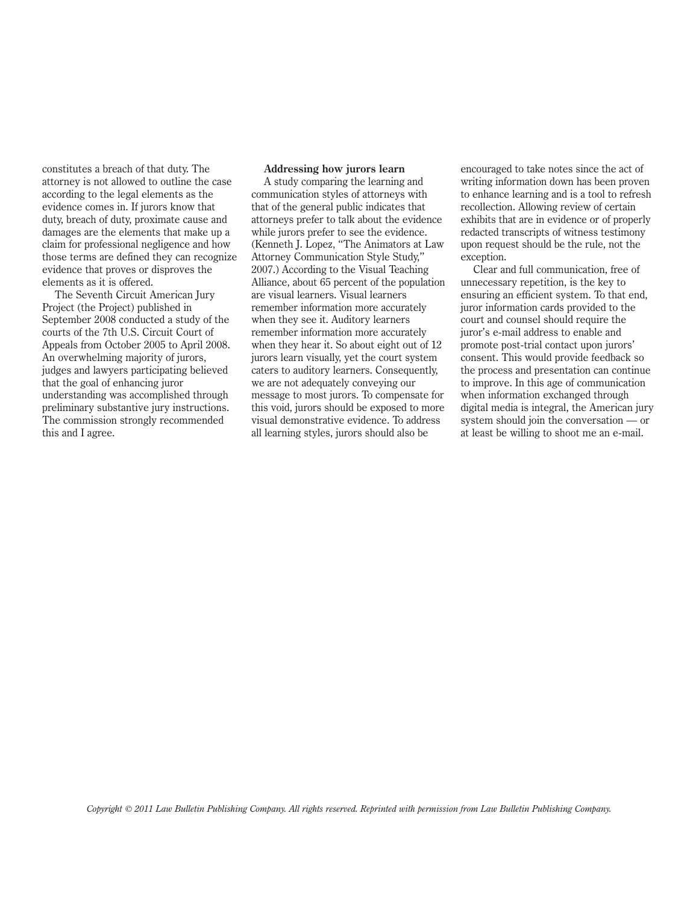constitutes a breach of that duty. The attorney is not allowed to outline the case according to the legal elements as the evidence comes in. If jurors know that duty, breach of duty, proximate cause and damages are the elements that make up a claim for professional negligence and how those terms are defined they can recognize evidence that proves or disproves the elements as it is offered.

The Seventh Circuit American Jury Project (the Project) published in September 2008 conducted a study of the courts of the 7th U.S. Circuit Court of Appeals from October 2005 to April 2008. An overwhelming majority of jurors, judges and lawyers participating believed that the goal of enhancing juror understanding was accomplished through preliminary substantive jury instructions. The commission strongly recommended this and I agree.

**Addressing how jurors learn**

A study comparing the learning and communication styles of attorneys with that of the general public indicates that attorneys prefer to talk about the evidence while jurors prefer to see the evidence. (Kenneth J. Lopez, "The Animators at Law Attorney Communication Style Study," 2007.) According to the Visual Teaching Alliance, about 65 percent of the population are visual learners. Visual learners remember information more accurately when they see it. Auditory learners remember information more accurately when they hear it. So about eight out of 12 jurors learn visually, yet the court system caters to auditory learners. Consequently, we are not adequately conveying our message to most jurors. To compensate for this void, jurors should be exposed to more visual demonstrative evidence. To address all learning styles, jurors should also be encouraged to take notes since the act of writing information down has been proven to enhance learning and is a tool to refresh recollection. Allowing review of certain exhibits that are in evidence or of properly redacted transcripts of witness testimony upon request should be the rule, not the exception.

Clear and full communication, free of unnecessary repetition, is the key to ensuring an efficient system. To that end, juror information cards provided to the court and counsel should require the juror's e-mail address to enable and promote post-trial contact upon jurors' consent. This would provide feedback so the process and presentation can continue to improve. In this age of communication when information exchanged through digital media is integral, the American jury system should join the conversation — or at least be willing to shoot me an e-mail.

*Copyright © 2011 Law Bulletin Publishing Company. All rights reserved. Reprinted with permission from Law Bulletin Publishing Company.*